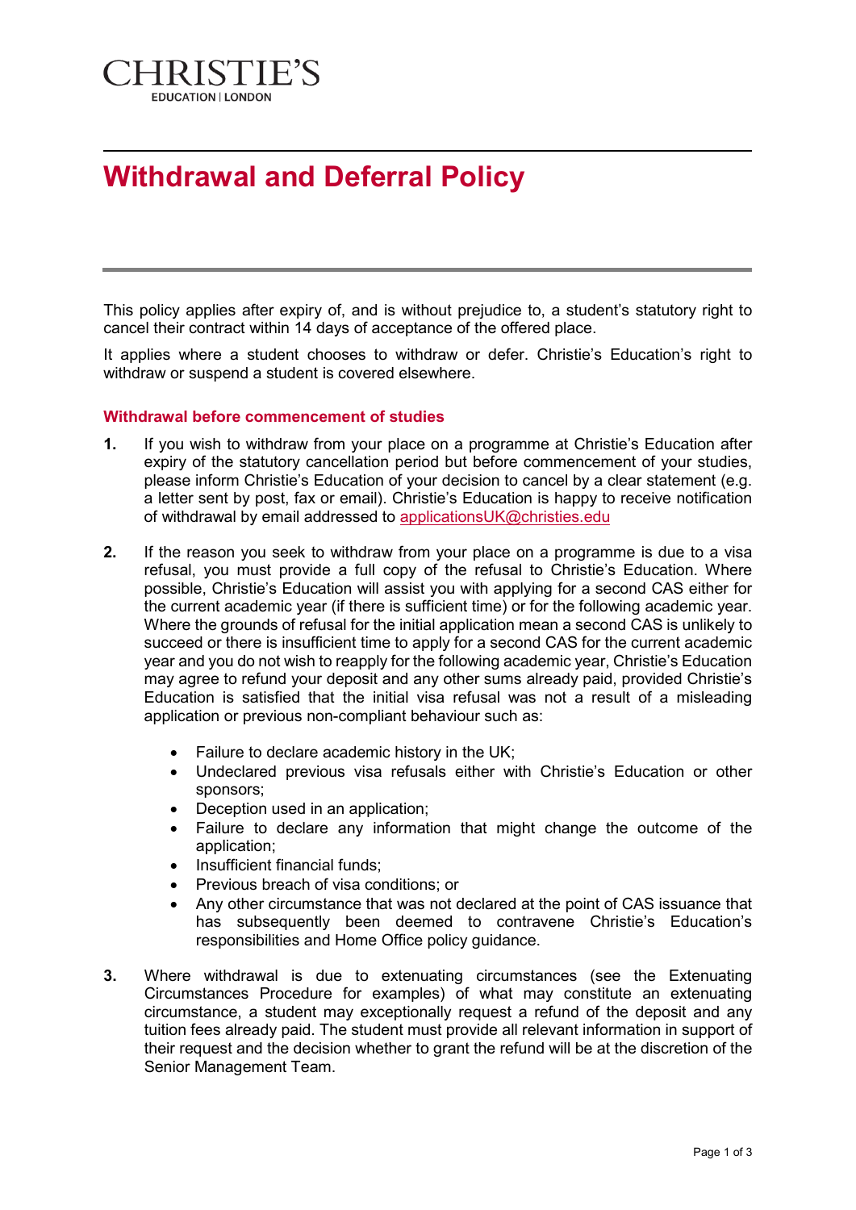CHRISTIE'S
EDUCATION | LONDON

# Withdrawal and Deferral Policy

This policy applies after expiry of, and is without prejudice to, a student's statutory right to cancel their contract within 14 days of acceptance of the offered place.

It applies where a student chooses to withdraw or defer. Christie's Education's right to withdraw or suspend a student is covered elsewhere.

### Withdrawal before commencement of studies

**1.** If you wish to withdraw from your place on a programme at Christie's Education after expiry of the statutory cancellation period but before commencement of your studies, please inform Christie's Education of your decision to cancel by a clear statement (e.g. a letter sent by post, fax or email). Christie's Education is happy to receive notification of withdrawal by email addressed to applicationsUK@christies.edu

**2.** If the reason you seek to withdraw from your place on a programme is due to a visa refusal, you must provide a full copy of the refusal to Christie's Education. Where possible, Christie's Education will assist you with applying for a second CAS either for the current academic year (if there is sufficient time) or for the following academic year. Where the grounds of refusal for the initial application mean a second CAS is unlikely to succeed or there is insufficient time to apply for a second CAS for the current academic year and you do not wish to reapply for the following academic year, Christie's Education may agree to refund your deposit and any other sums already paid, provided Christie's Education is satisfied that the initial visa refusal was not a result of a misleading application or previous non-compliant behaviour such as:

- Failure to declare academic history in the UK;
- Undeclared previous visa refusals either with Christie's Education or other sponsors;
- Deception used in an application;
- Failure to declare any information that might change the outcome of the application;
- Insufficient financial funds;
- Previous breach of visa conditions; or
- Any other circumstance that was not declared at the point of CAS issuance that has subsequently been deemed to contravene Christie's Education's responsibilities and Home Office policy guidance.

**3.** Where withdrawal is due to extenuating circumstances (see the Extenuating Circumstances Procedure for examples) of what may constitute an extenuating circumstance, a student may exceptionally request a refund of the deposit and any tuition fees already paid. The student must provide all relevant information in support of their request and the decision whether to grant the refund will be at the discretion of the Senior Management Team.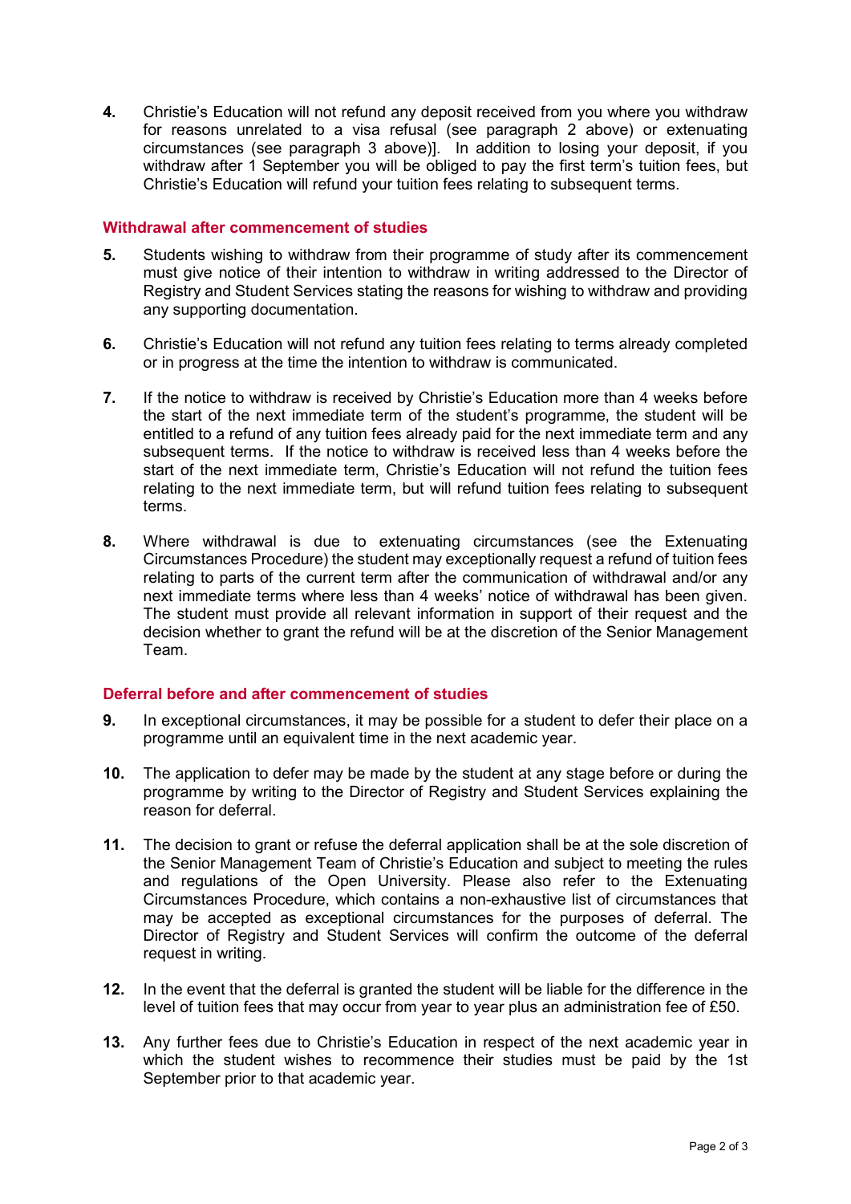**4.** Christie's Education will not refund any deposit received from you where you withdraw for reasons unrelated to a visa refusal (see paragraph 2 above) or extenuating circumstances (see paragraph 3 above)]. In addition to losing your deposit, if you withdraw after 1 September you will be obliged to pay the first term's tuition fees, but Christie's Education will refund your tuition fees relating to subsequent terms.

## Withdrawal after commencement of studies

**5.** Students wishing to withdraw from their programme of study after its commencement must give notice of their intention to withdraw in writing addressed to the Director of Registry and Student Services stating the reasons for wishing to withdraw and providing any supporting documentation.

**6.** Christie's Education will not refund any tuition fees relating to terms already completed or in progress at the time the intention to withdraw is communicated.

**7.** If the notice to withdraw is received by Christie's Education more than 4 weeks before the start of the next immediate term of the student's programme, the student will be entitled to a refund of any tuition fees already paid for the next immediate term and any subsequent terms. If the notice to withdraw is received less than 4 weeks before the start of the next immediate term, Christie's Education will not refund the tuition fees relating to the next immediate term, but will refund tuition fees relating to subsequent terms.

**8.** Where withdrawal is due to extenuating circumstances (see the Extenuating Circumstances Procedure) the student may exceptionally request a refund of tuition fees relating to parts of the current term after the communication of withdrawal and/or any next immediate terms where less than 4 weeks' notice of withdrawal has been given. The student must provide all relevant information in support of their request and the decision whether to grant the refund will be at the discretion of the Senior Management Team.

## Deferral before and after commencement of studies

**9.** In exceptional circumstances, it may be possible for a student to defer their place on a programme until an equivalent time in the next academic year.

**10.** The application to defer may be made by the student at any stage before or during the programme by writing to the Director of Registry and Student Services explaining the reason for deferral.

**11.** The decision to grant or refuse the deferral application shall be at the sole discretion of the Senior Management Team of Christie's Education and subject to meeting the rules and regulations of the Open University. Please also refer to the Extenuating Circumstances Procedure, which contains a non-exhaustive list of circumstances that may be accepted as exceptional circumstances for the purposes of deferral. The Director of Registry and Student Services will confirm the outcome of the deferral request in writing.

**12.** In the event that the deferral is granted the student will be liable for the difference in the level of tuition fees that may occur from year to year plus an administration fee of £50.

**13.** Any further fees due to Christie's Education in respect of the next academic year in which the student wishes to recommence their studies must be paid by the 1st September prior to that academic year.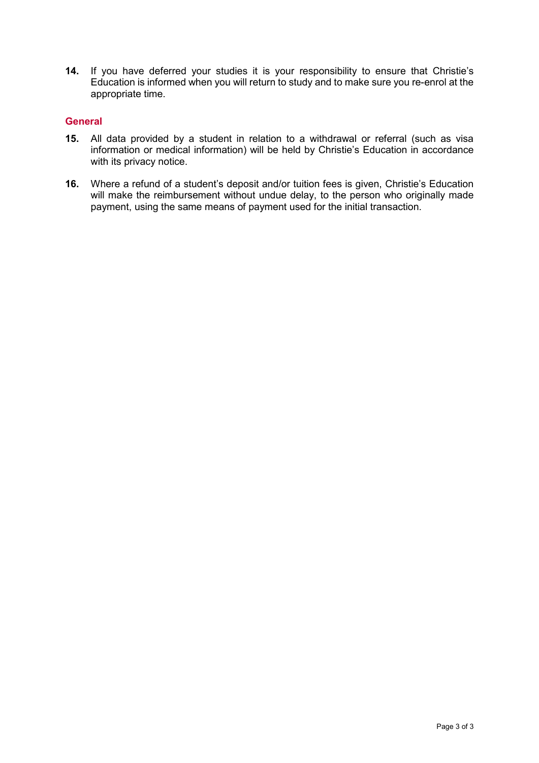**14.** If you have deferred your studies it is your responsibility to ensure that Christie's Education is informed when you will return to study and to make sure you re-enrol at the appropriate time.

## General

**15.** All data provided by a student in relation to a withdrawal or referral (such as visa information or medical information) will be held by Christie's Education in accordance with its privacy notice.

**16.** Where a refund of a student's deposit and/or tuition fees is given, Christie's Education will make the reimbursement without undue delay, to the person who originally made payment, using the same means of payment used for the initial transaction.